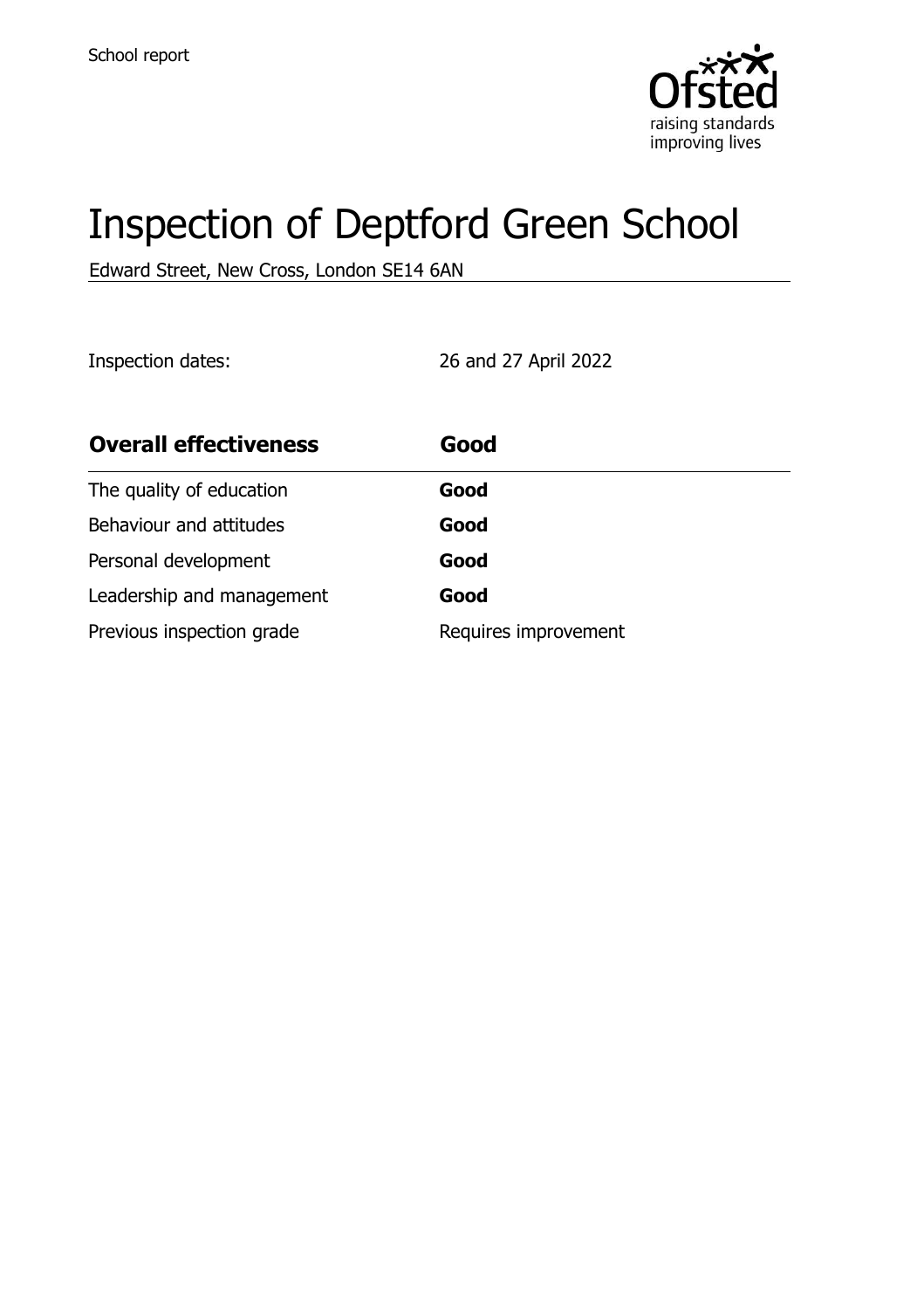School report

# Inspection of Deptford Green School

Edward Street, New Cross, London SE14 6AN

Inspection dates: 26 and 27 April 2022

| Overall effectiveness | Good |
| --- | --- |
| The quality of education | **Good** |
| Behaviour and attitudes | **Good** |
| Personal development | **Good** |
| Leadership and management | **Good** |
| Previous inspection grade | Requires improvement |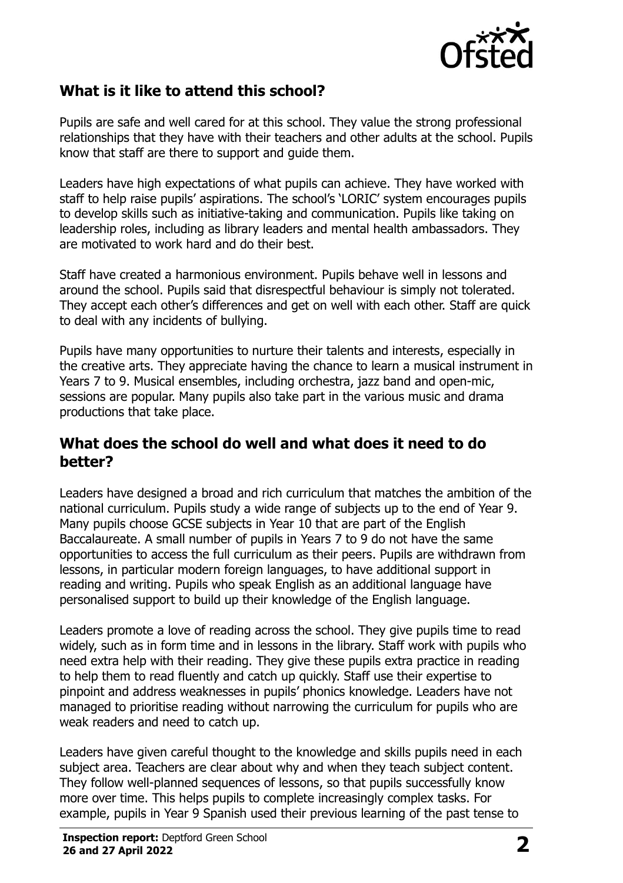## What is it like to attend this school?

Pupils are safe and well cared for at this school. They value the strong professional relationships that they have with their teachers and other adults at the school. Pupils know that staff are there to support and guide them.

Leaders have high expectations of what pupils can achieve. They have worked with staff to help raise pupils' aspirations. The school's 'LORIC' system encourages pupils to develop skills such as initiative-taking and communication. Pupils like taking on leadership roles, including as library leaders and mental health ambassadors. They are motivated to work hard and do their best.

Staff have created a harmonious environment. Pupils behave well in lessons and around the school. Pupils said that disrespectful behaviour is simply not tolerated. They accept each other's differences and get on well with each other. Staff are quick to deal with any incidents of bullying.

Pupils have many opportunities to nurture their talents and interests, especially in the creative arts. They appreciate having the chance to learn a musical instrument in Years 7 to 9. Musical ensembles, including orchestra, jazz band and open-mic, sessions are popular. Many pupils also take part in the various music and drama productions that take place.

## What does the school do well and what does it need to do better?

Leaders have designed a broad and rich curriculum that matches the ambition of the national curriculum. Pupils study a wide range of subjects up to the end of Year 9. Many pupils choose GCSE subjects in Year 10 that are part of the English Baccalaureate. A small number of pupils in Years 7 to 9 do not have the same opportunities to access the full curriculum as their peers. Pupils are withdrawn from lessons, in particular modern foreign languages, to have additional support in reading and writing. Pupils who speak English as an additional language have personalised support to build up their knowledge of the English language.

Leaders promote a love of reading across the school. They give pupils time to read widely, such as in form time and in lessons in the library. Staff work with pupils who need extra help with their reading. They give these pupils extra practice in reading to help them to read fluently and catch up quickly. Staff use their expertise to pinpoint and address weaknesses in pupils' phonics knowledge. Leaders have not managed to prioritise reading without narrowing the curriculum for pupils who are weak readers and need to catch up.

Leaders have given careful thought to the knowledge and skills pupils need in each subject area. Teachers are clear about why and when they teach subject content. They follow well-planned sequences of lessons, so that pupils successfully know more over time. This helps pupils to complete increasingly complex tasks. For example, pupils in Year 9 Spanish used their previous learning of the past tense to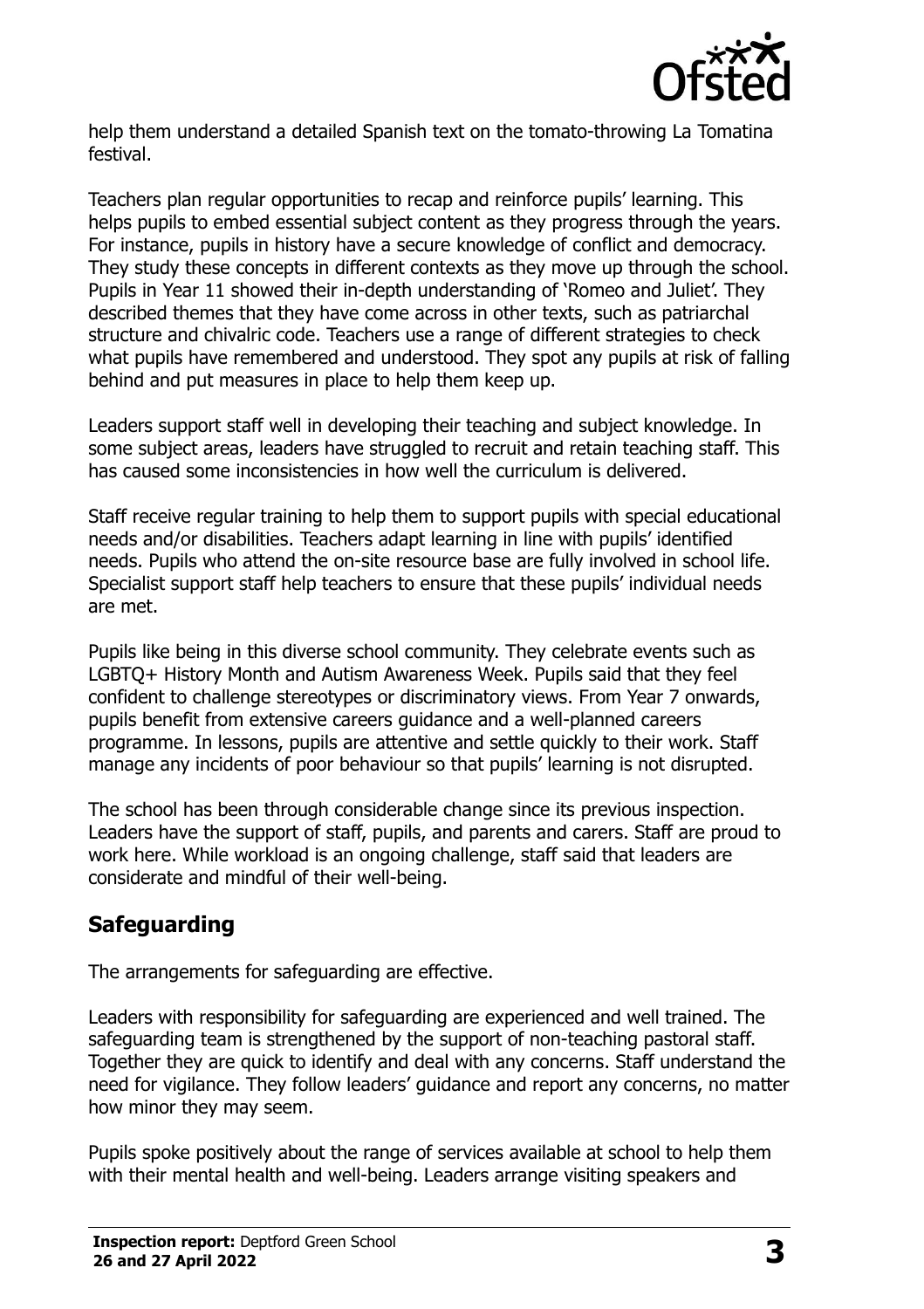help them understand a detailed Spanish text on the tomato-throwing La Tomatina festival.

Teachers plan regular opportunities to recap and reinforce pupils' learning. This helps pupils to embed essential subject content as they progress through the years. For instance, pupils in history have a secure knowledge of conflict and democracy. They study these concepts in different contexts as they move up through the school. Pupils in Year 11 showed their in-depth understanding of 'Romeo and Juliet'. They described themes that they have come across in other texts, such as patriarchal structure and chivalric code. Teachers use a range of different strategies to check what pupils have remembered and understood. They spot any pupils at risk of falling behind and put measures in place to help them keep up.

Leaders support staff well in developing their teaching and subject knowledge. In some subject areas, leaders have struggled to recruit and retain teaching staff. This has caused some inconsistencies in how well the curriculum is delivered.

Staff receive regular training to help them to support pupils with special educational needs and/or disabilities. Teachers adapt learning in line with pupils' identified needs. Pupils who attend the on-site resource base are fully involved in school life. Specialist support staff help teachers to ensure that these pupils' individual needs are met.

Pupils like being in this diverse school community. They celebrate events such as LGBTQ+ History Month and Autism Awareness Week. Pupils said that they feel confident to challenge stereotypes or discriminatory views. From Year 7 onwards, pupils benefit from extensive careers guidance and a well-planned careers programme. In lessons, pupils are attentive and settle quickly to their work. Staff manage any incidents of poor behaviour so that pupils' learning is not disrupted.

The school has been through considerable change since its previous inspection. Leaders have the support of staff, pupils, and parents and carers. Staff are proud to work here. While workload is an ongoing challenge, staff said that leaders are considerate and mindful of their well-being.

## Safeguarding

The arrangements for safeguarding are effective.

Leaders with responsibility for safeguarding are experienced and well trained. The safeguarding team is strengthened by the support of non-teaching pastoral staff. Together they are quick to identify and deal with any concerns. Staff understand the need for vigilance. They follow leaders' guidance and report any concerns, no matter how minor they may seem.

Pupils spoke positively about the range of services available at school to help them with their mental health and well-being. Leaders arrange visiting speakers and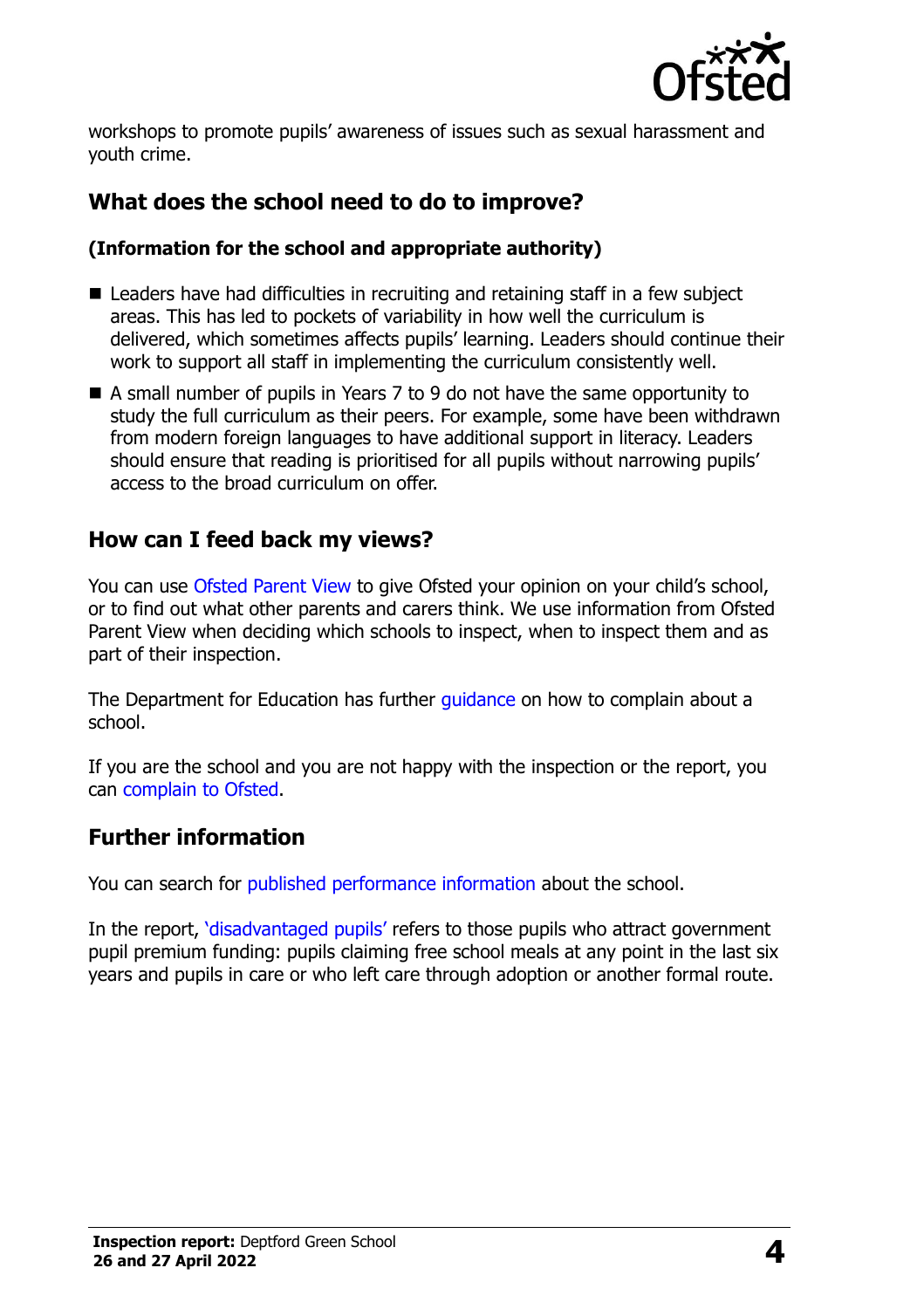workshops to promote pupils' awareness of issues such as sexual harassment and youth crime.

## What does the school need to do to improve?

**(Information for the school and appropriate authority)**

- Leaders have had difficulties in recruiting and retaining staff in a few subject areas. This has led to pockets of variability in how well the curriculum is delivered, which sometimes affects pupils' learning. Leaders should continue their work to support all staff in implementing the curriculum consistently well.
- A small number of pupils in Years 7 to 9 do not have the same opportunity to study the full curriculum as their peers. For example, some have been withdrawn from modern foreign languages to have additional support in literacy. Leaders should ensure that reading is prioritised for all pupils without narrowing pupils' access to the broad curriculum on offer.

## How can I feed back my views?

You can use Ofsted Parent View to give Ofsted your opinion on your child's school, or to find out what other parents and carers think. We use information from Ofsted Parent View when deciding which schools to inspect, when to inspect them and as part of their inspection.

The Department for Education has further guidance on how to complain about a school.

If you are the school and you are not happy with the inspection or the report, you can complain to Ofsted.

## Further information

You can search for published performance information about the school.

In the report, 'disadvantaged pupils' refers to those pupils who attract government pupil premium funding: pupils claiming free school meals at any point in the last six years and pupils in care or who left care through adoption or another formal route.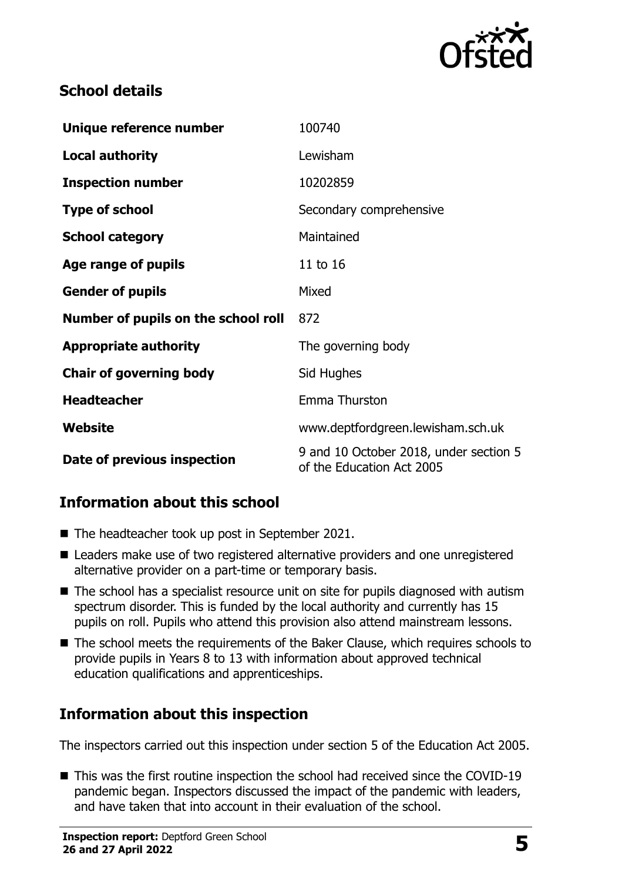## School details

| | |
|---|---|
| **Unique reference number** | 100740 |
| **Local authority** | Lewisham |
| **Inspection number** | 10202859 |
| **Type of school** | Secondary comprehensive |
| **School category** | Maintained |
| **Age range of pupils** | 11 to 16 |
| **Gender of pupils** | Mixed |
| **Number of pupils on the school roll** | 872 |
| **Appropriate authority** | The governing body |
| **Chair of governing body** | Sid Hughes |
| **Headteacher** | Emma Thurston |
| **Website** | www.deptfordgreen.lewisham.sch.uk |
| **Date of previous inspection** | 9 and 10 October 2018, under section 5 of the Education Act 2005 |

## Information about this school

- The headteacher took up post in September 2021.
- Leaders make use of two registered alternative providers and one unregistered alternative provider on a part-time or temporary basis.
- The school has a specialist resource unit on site for pupils diagnosed with autism spectrum disorder. This is funded by the local authority and currently has 15 pupils on roll. Pupils who attend this provision also attend mainstream lessons.
- The school meets the requirements of the Baker Clause, which requires schools to provide pupils in Years 8 to 13 with information about approved technical education qualifications and apprenticeships.

## Information about this inspection

The inspectors carried out this inspection under section 5 of the Education Act 2005.

- This was the first routine inspection the school had received since the COVID-19 pandemic began. Inspectors discussed the impact of the pandemic with leaders, and have taken that into account in their evaluation of the school.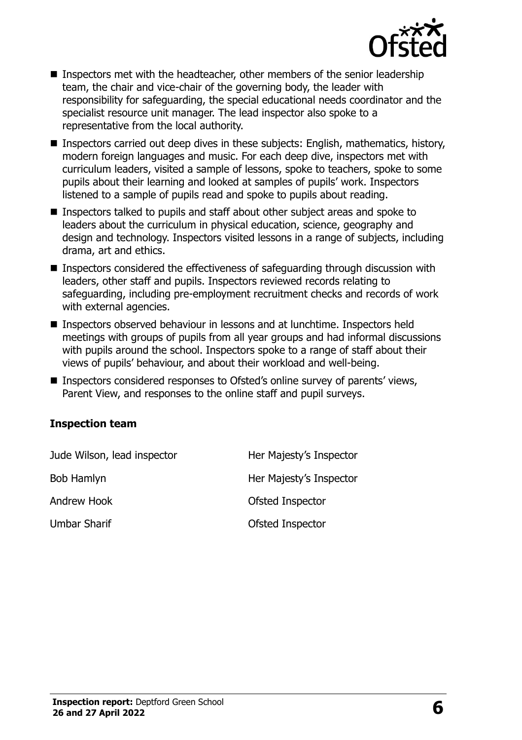- Inspectors met with the headteacher, other members of the senior leadership team, the chair and vice-chair of the governing body, the leader with responsibility for safeguarding, the special educational needs coordinator and the specialist resource unit manager. The lead inspector also spoke to a representative from the local authority.
- Inspectors carried out deep dives in these subjects: English, mathematics, history, modern foreign languages and music. For each deep dive, inspectors met with curriculum leaders, visited a sample of lessons, spoke to teachers, spoke to some pupils about their learning and looked at samples of pupils' work. Inspectors listened to a sample of pupils read and spoke to pupils about reading.
- Inspectors talked to pupils and staff about other subject areas and spoke to leaders about the curriculum in physical education, science, geography and design and technology. Inspectors visited lessons in a range of subjects, including drama, art and ethics.
- Inspectors considered the effectiveness of safeguarding through discussion with leaders, other staff and pupils. Inspectors reviewed records relating to safeguarding, including pre-employment recruitment checks and records of work with external agencies.
- Inspectors observed behaviour in lessons and at lunchtime. Inspectors held meetings with groups of pupils from all year groups and had informal discussions with pupils around the school. Inspectors spoke to a range of staff about their views of pupils' behaviour, and about their workload and well-being.
- Inspectors considered responses to Ofsted's online survey of parents' views, Parent View, and responses to the online staff and pupil surveys.

### Inspection team

| | |
|---|---|
| Jude Wilson, lead inspector | Her Majesty's Inspector |
| Bob Hamlyn | Her Majesty's Inspector |
| Andrew Hook | Ofsted Inspector |
| Umbar Sharif | Ofsted Inspector |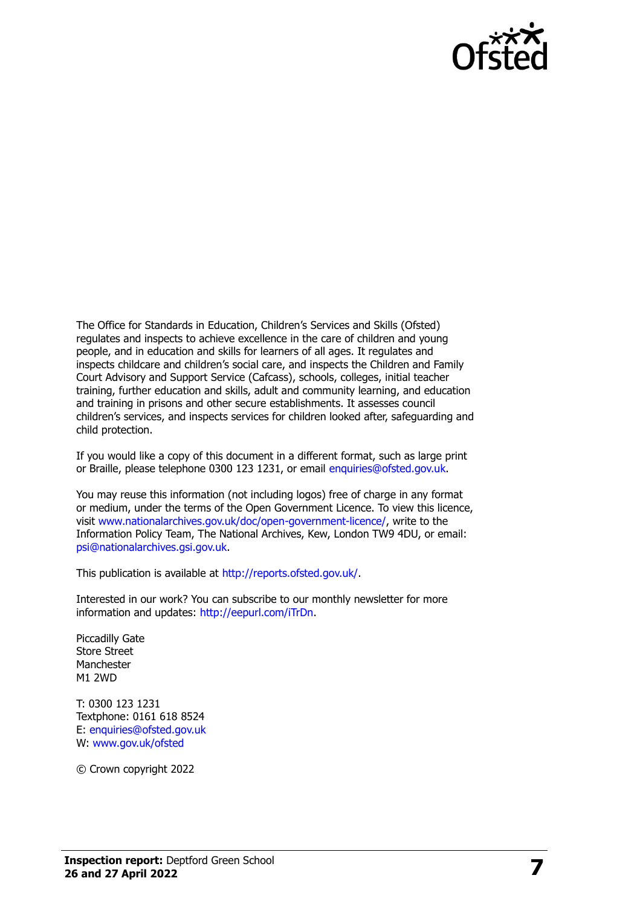The Office for Standards in Education, Children's Services and Skills (Ofsted) regulates and inspects to achieve excellence in the care of children and young people, and in education and skills for learners of all ages. It regulates and inspects childcare and children's social care, and inspects the Children and Family Court Advisory and Support Service (Cafcass), schools, colleges, initial teacher training, further education and skills, adult and community learning, and education and training in prisons and other secure establishments. It assesses council children's services, and inspects services for children looked after, safeguarding and child protection.

If you would like a copy of this document in a different format, such as large print or Braille, please telephone 0300 123 1231, or email enquiries@ofsted.gov.uk.

You may reuse this information (not including logos) free of charge in any format or medium, under the terms of the Open Government Licence. To view this licence, visit www.nationalarchives.gov.uk/doc/open-government-licence/, write to the Information Policy Team, The National Archives, Kew, London TW9 4DU, or email: psi@nationalarchives.gsi.gov.uk.

This publication is available at http://reports.ofsted.gov.uk/.

Interested in our work? You can subscribe to our monthly newsletter for more information and updates: http://eepurl.com/iTrDn.

Piccadilly Gate
Store Street
Manchester
M1 2WD

T: 0300 123 1231
Textphone: 0161 618 8524
E: enquiries@ofsted.gov.uk
W: www.gov.uk/ofsted

© Crown copyright 2022